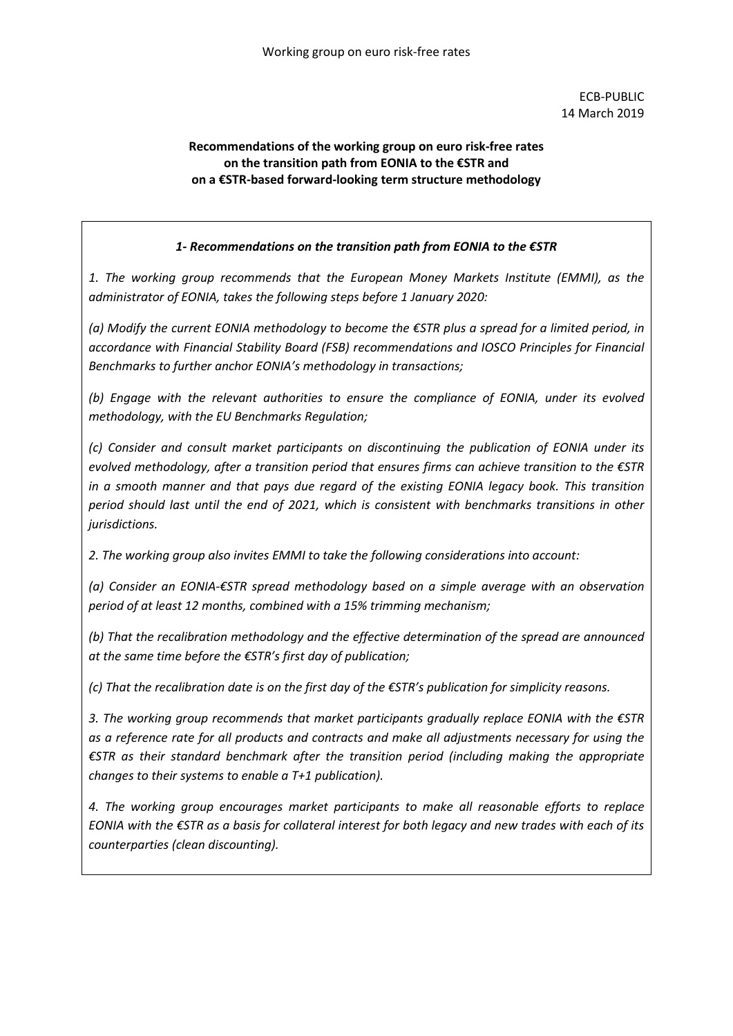ECB-PUBLIC
14 March 2019

**Recommendations of the working group on euro risk-free rates on the transition path from EONIA to the €STR and on a €STR-based forward-looking term structure methodology**

***1- Recommendations on the transition path from EONIA to the €STR***

*1. The working group recommends that the European Money Markets Institute (EMMI), as the administrator of EONIA, takes the following steps before 1 January 2020:*

*(a) Modify the current EONIA methodology to become the €STR plus a spread for a limited period, in accordance with Financial Stability Board (FSB) recommendations and IOSCO Principles for Financial Benchmarks to further anchor EONIA's methodology in transactions;*

*(b) Engage with the relevant authorities to ensure the compliance of EONIA, under its evolved methodology, with the EU Benchmarks Regulation;*

*(c) Consider and consult market participants on discontinuing the publication of EONIA under its evolved methodology, after a transition period that ensures firms can achieve transition to the €STR in a smooth manner and that pays due regard of the existing EONIA legacy book. This transition period should last until the end of 2021, which is consistent with benchmarks transitions in other jurisdictions.*

*2. The working group also invites EMMI to take the following considerations into account:*

*(a) Consider an EONIA-€STR spread methodology based on a simple average with an observation period of at least 12 months, combined with a 15% trimming mechanism;*

*(b) That the recalibration methodology and the effective determination of the spread are announced at the same time before the €STR's first day of publication;*

*(c) That the recalibration date is on the first day of the €STR's publication for simplicity reasons.*

*3. The working group recommends that market participants gradually replace EONIA with the €STR as a reference rate for all products and contracts and make all adjustments necessary for using the €STR as their standard benchmark after the transition period (including making the appropriate changes to their systems to enable a T+1 publication).*

*4. The working group encourages market participants to make all reasonable efforts to replace EONIA with the €STR as a basis for collateral interest for both legacy and new trades with each of its counterparties (clean discounting).*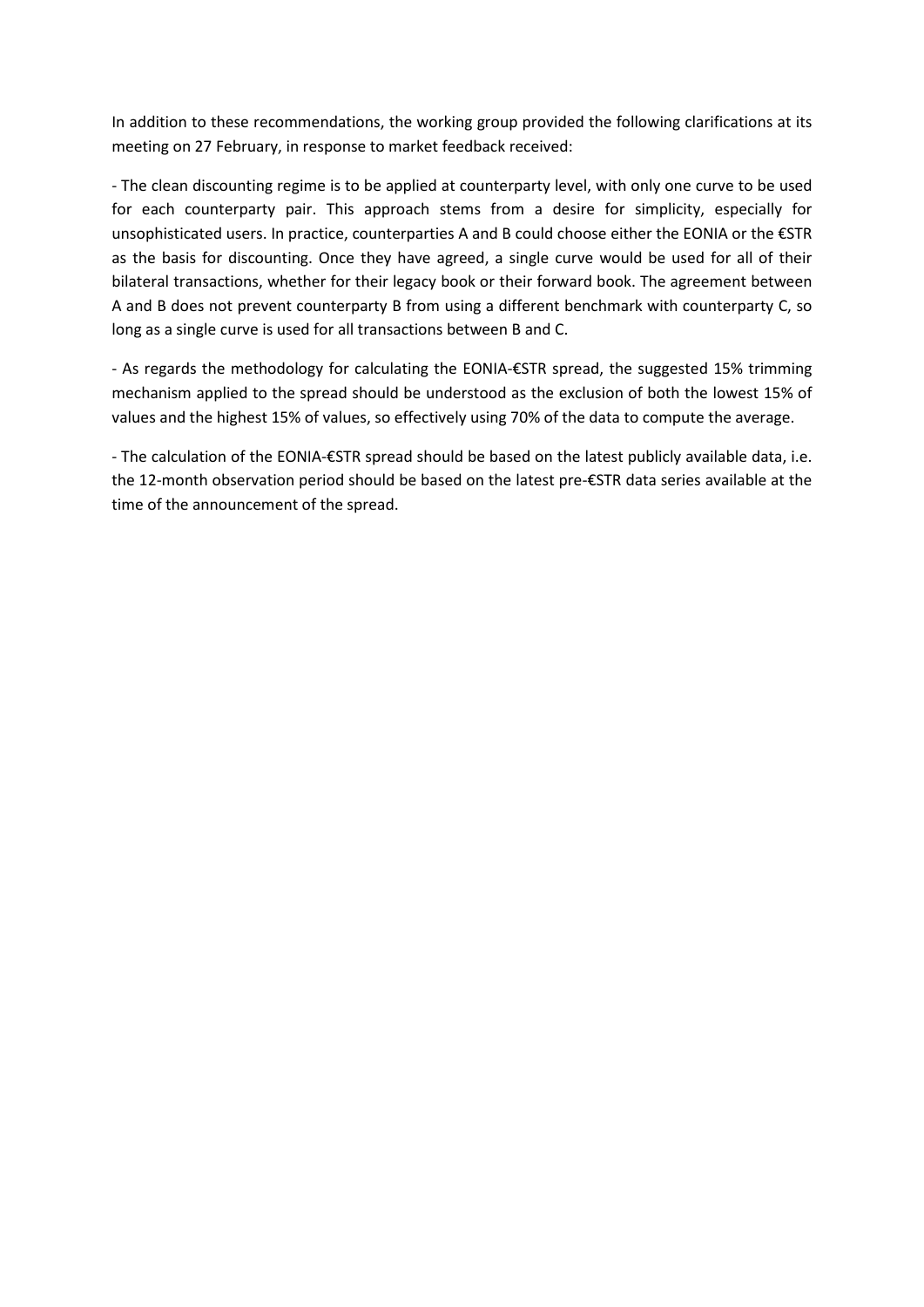In addition to these recommendations, the working group provided the following clarifications at its meeting on 27 February, in response to market feedback received:

- The clean discounting regime is to be applied at counterparty level, with only one curve to be used for each counterparty pair. This approach stems from a desire for simplicity, especially for unsophisticated users. In practice, counterparties A and B could choose either the EONIA or the €STR as the basis for discounting. Once they have agreed, a single curve would be used for all of their bilateral transactions, whether for their legacy book or their forward book. The agreement between A and B does not prevent counterparty B from using a different benchmark with counterparty C, so long as a single curve is used for all transactions between B and C.

- As regards the methodology for calculating the EONIA-€STR spread, the suggested 15% trimming mechanism applied to the spread should be understood as the exclusion of both the lowest 15% of values and the highest 15% of values, so effectively using 70% of the data to compute the average.

- The calculation of the EONIA-€STR spread should be based on the latest publicly available data, i.e. the 12-month observation period should be based on the latest pre-€STR data series available at the time of the announcement of the spread.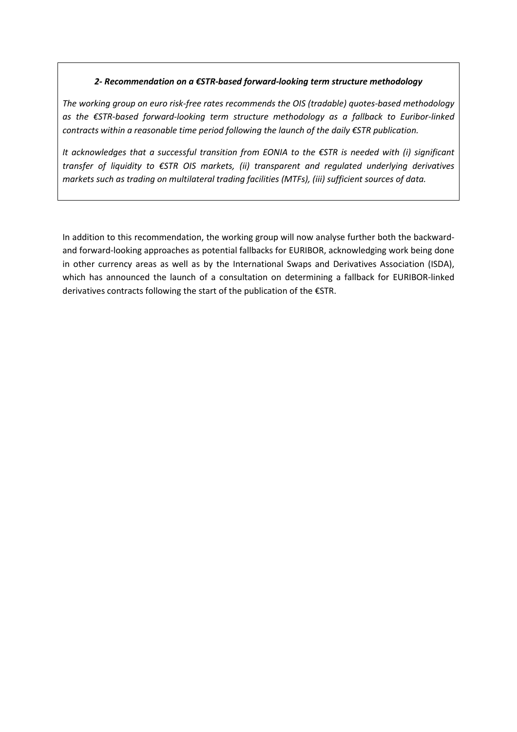***2- Recommendation on a €STR-based forward-looking term structure methodology***

*The working group on euro risk-free rates recommends the OIS (tradable) quotes-based methodology as the €STR-based forward-looking term structure methodology as a fallback to Euribor-linked contracts within a reasonable time period following the launch of the daily €STR publication.*

*It acknowledges that a successful transition from EONIA to the €STR is needed with (i) significant transfer of liquidity to €STR OIS markets, (ii) transparent and regulated underlying derivatives markets such as trading on multilateral trading facilities (MTFs), (iii) sufficient sources of data.*

In addition to this recommendation, the working group will now analyse further both the backward- and forward-looking approaches as potential fallbacks for EURIBOR, acknowledging work being done in other currency areas as well as by the International Swaps and Derivatives Association (ISDA), which has announced the launch of a consultation on determining a fallback for EURIBOR-linked derivatives contracts following the start of the publication of the €STR.